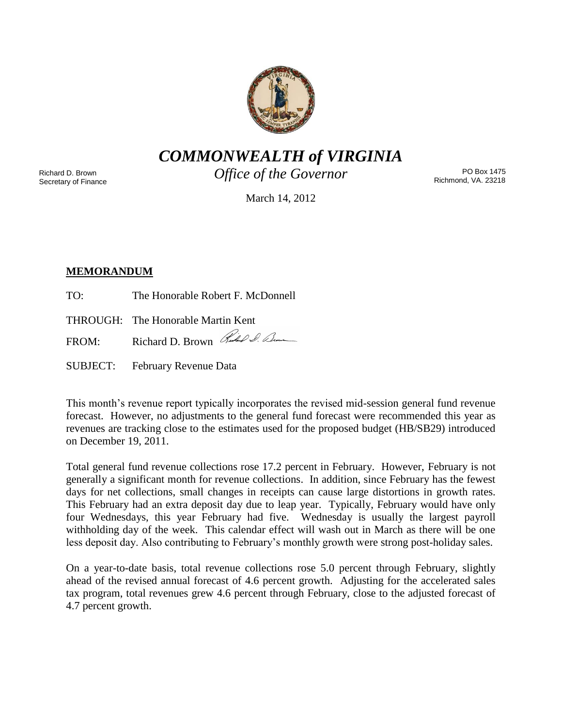# *COMMONWEALTH of VIRGINIA*

*Office of the Governor*

Richard D. Brown
Secretary of Finance

PO Box 1475
Richmond, VA. 23218

March 14, 2012

**MEMORANDUM**

TO: The Honorable Robert F. McDonnell

THROUGH: The Honorable Martin Kent

FROM: Richard D. Brown

SUBJECT: February Revenue Data

This month's revenue report typically incorporates the revised mid-session general fund revenue forecast. However, no adjustments to the general fund forecast were recommended this year as revenues are tracking close to the estimates used for the proposed budget (HB/SB29) introduced on December 19, 2011.

Total general fund revenue collections rose 17.2 percent in February. However, February is not generally a significant month for revenue collections. In addition, since February has the fewest days for net collections, small changes in receipts can cause large distortions in growth rates. This February had an extra deposit day due to leap year. Typically, February would have only four Wednesdays, this year February had five. Wednesday is usually the largest payroll withholding day of the week. This calendar effect will wash out in March as there will be one less deposit day. Also contributing to February's monthly growth were strong post-holiday sales.

On a year-to-date basis, total revenue collections rose 5.0 percent through February, slightly ahead of the revised annual forecast of 4.6 percent growth. Adjusting for the accelerated sales tax program, total revenues grew 4.6 percent through February, close to the adjusted forecast of 4.7 percent growth.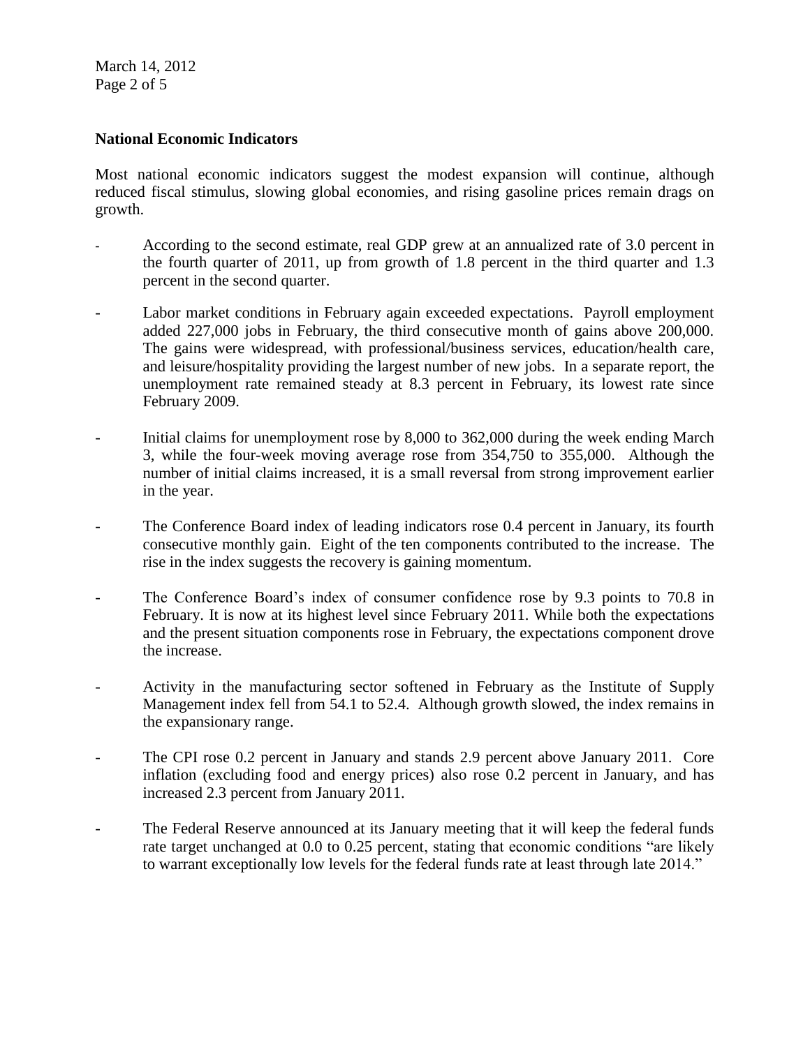**National Economic Indicators**

Most national economic indicators suggest the modest expansion will continue, although reduced fiscal stimulus, slowing global economies, and rising gasoline prices remain drags on growth.

- According to the second estimate, real GDP grew at an annualized rate of 3.0 percent in the fourth quarter of 2011, up from growth of 1.8 percent in the third quarter and 1.3 percent in the second quarter.

- Labor market conditions in February again exceeded expectations. Payroll employment added 227,000 jobs in February, the third consecutive month of gains above 200,000. The gains were widespread, with professional/business services, education/health care, and leisure/hospitality providing the largest number of new jobs. In a separate report, the unemployment rate remained steady at 8.3 percent in February, its lowest rate since February 2009.

- Initial claims for unemployment rose by 8,000 to 362,000 during the week ending March 3, while the four-week moving average rose from 354,750 to 355,000. Although the number of initial claims increased, it is a small reversal from strong improvement earlier in the year.

- The Conference Board index of leading indicators rose 0.4 percent in January, its fourth consecutive monthly gain. Eight of the ten components contributed to the increase. The rise in the index suggests the recovery is gaining momentum.

- The Conference Board's index of consumer confidence rose by 9.3 points to 70.8 in February. It is now at its highest level since February 2011. While both the expectations and the present situation components rose in February, the expectations component drove the increase.

- Activity in the manufacturing sector softened in February as the Institute of Supply Management index fell from 54.1 to 52.4. Although growth slowed, the index remains in the expansionary range.

- The CPI rose 0.2 percent in January and stands 2.9 percent above January 2011. Core inflation (excluding food and energy prices) also rose 0.2 percent in January, and has increased 2.3 percent from January 2011.

- The Federal Reserve announced at its January meeting that it will keep the federal funds rate target unchanged at 0.0 to 0.25 percent, stating that economic conditions "are likely to warrant exceptionally low levels for the federal funds rate at least through late 2014."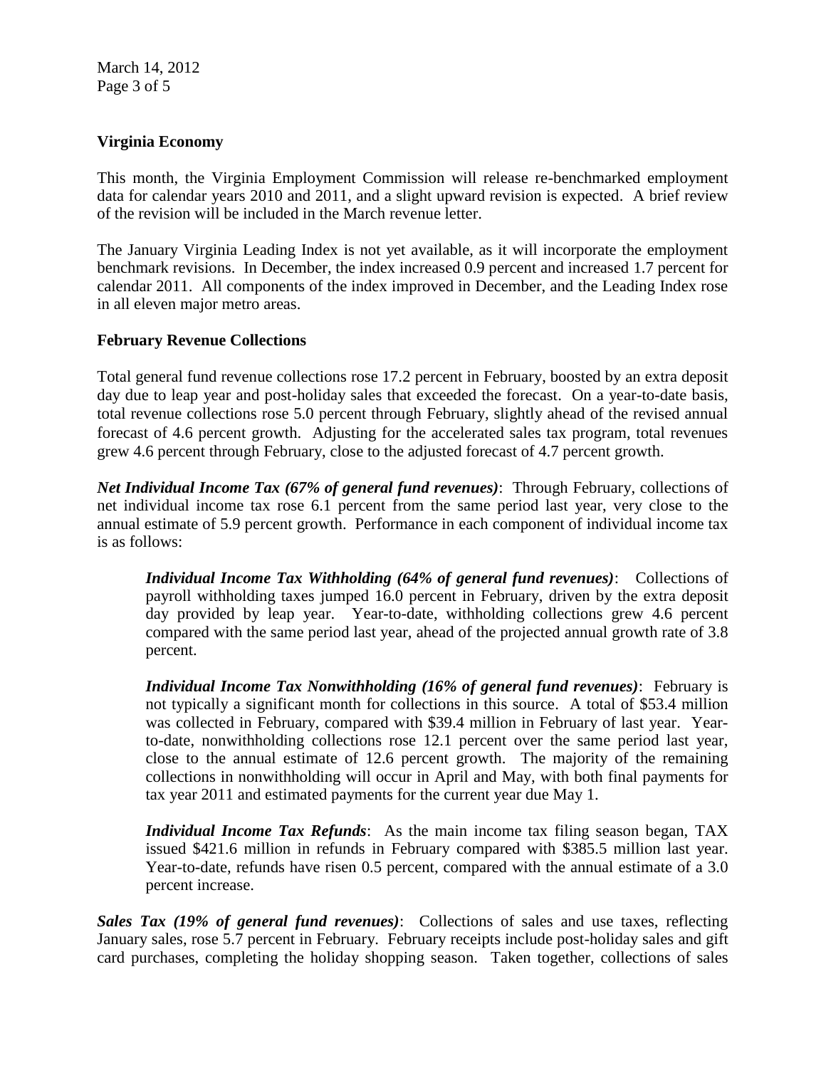## Virginia Economy

This month, the Virginia Employment Commission will release re-benchmarked employment data for calendar years 2010 and 2011, and a slight upward revision is expected. A brief review of the revision will be included in the March revenue letter.

The January Virginia Leading Index is not yet available, as it will incorporate the employment benchmark revisions. In December, the index increased 0.9 percent and increased 1.7 percent for calendar 2011. All components of the index improved in December, and the Leading Index rose in all eleven major metro areas.

## February Revenue Collections

Total general fund revenue collections rose 17.2 percent in February, boosted by an extra deposit day due to leap year and post-holiday sales that exceeded the forecast. On a year-to-date basis, total revenue collections rose 5.0 percent through February, slightly ahead of the revised annual forecast of 4.6 percent growth. Adjusting for the accelerated sales tax program, total revenues grew 4.6 percent through February, close to the adjusted forecast of 4.7 percent growth.

***Net Individual Income Tax (67% of general fund revenues)***: Through February, collections of net individual income tax rose 6.1 percent from the same period last year, very close to the annual estimate of 5.9 percent growth. Performance in each component of individual income tax is as follows:

> ***Individual Income Tax Withholding (64% of general fund revenues)***: Collections of payroll withholding taxes jumped 16.0 percent in February, driven by the extra deposit day provided by leap year. Year-to-date, withholding collections grew 4.6 percent compared with the same period last year, ahead of the projected annual growth rate of 3.8 percent.
>
> ***Individual Income Tax Nonwithholding (16% of general fund revenues)***: February is not typically a significant month for collections in this source. A total of $53.4 million was collected in February, compared with $39.4 million in February of last year. Year-to-date, nonwithholding collections rose 12.1 percent over the same period last year, close to the annual estimate of 12.6 percent growth. The majority of the remaining collections in nonwithholding will occur in April and May, with both final payments for tax year 2011 and estimated payments for the current year due May 1.
>
> ***Individual Income Tax Refunds***: As the main income tax filing season began, TAX issued $421.6 million in refunds in February compared with $385.5 million last year. Year-to-date, refunds have risen 0.5 percent, compared with the annual estimate of a 3.0 percent increase.

***Sales Tax (19% of general fund revenues)***: Collections of sales and use taxes, reflecting January sales, rose 5.7 percent in February. February receipts include post-holiday sales and gift card purchases, completing the holiday shopping season. Taken together, collections of sales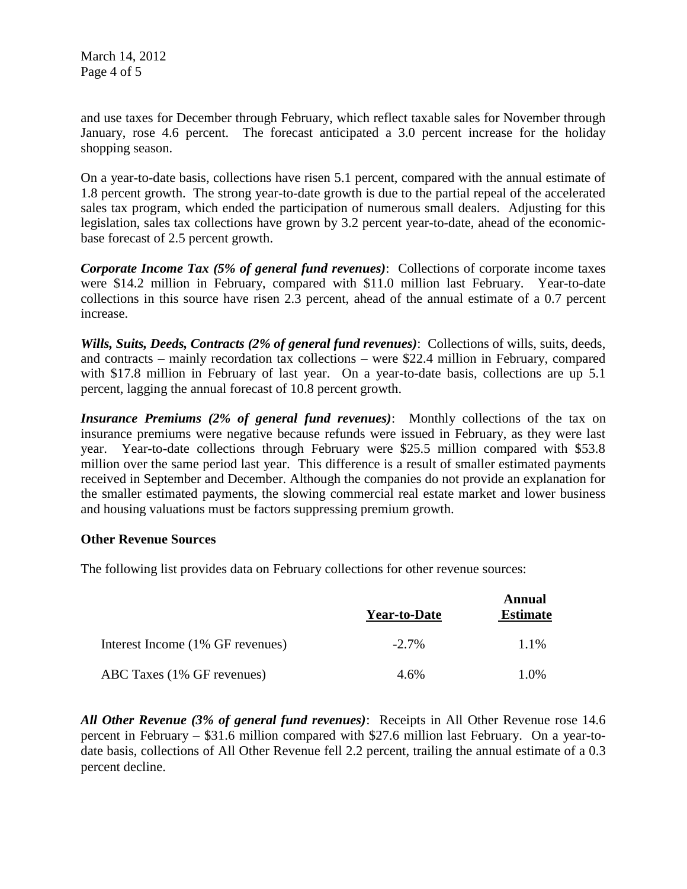and use taxes for December through February, which reflect taxable sales for November through January, rose 4.6 percent. The forecast anticipated a 3.0 percent increase for the holiday shopping season.

On a year-to-date basis, collections have risen 5.1 percent, compared with the annual estimate of 1.8 percent growth. The strong year-to-date growth is due to the partial repeal of the accelerated sales tax program, which ended the participation of numerous small dealers. Adjusting for this legislation, sales tax collections have grown by 3.2 percent year-to-date, ahead of the economic-base forecast of 2.5 percent growth.

***Corporate Income Tax (5% of general fund revenues)***: Collections of corporate income taxes were $14.2 million in February, compared with $11.0 million last February. Year-to-date collections in this source have risen 2.3 percent, ahead of the annual estimate of a 0.7 percent increase.

***Wills, Suits, Deeds, Contracts (2% of general fund revenues)***: Collections of wills, suits, deeds, and contracts – mainly recordation tax collections – were $22.4 million in February, compared with $17.8 million in February of last year. On a year-to-date basis, collections are up 5.1 percent, lagging the annual forecast of 10.8 percent growth.

***Insurance Premiums (2% of general fund revenues)***: Monthly collections of the tax on insurance premiums were negative because refunds were issued in February, as they were last year. Year-to-date collections through February were $25.5 million compared with $53.8 million over the same period last year. This difference is a result of smaller estimated payments received in September and December. Although the companies do not provide an explanation for the smaller estimated payments, the slowing commercial real estate market and lower business and housing valuations must be factors suppressing premium growth.

**Other Revenue Sources**

The following list provides data on February collections for other revenue sources:

| | Year-to-Date | Annual Estimate |
|---|---|---|
| Interest Income (1% GF revenues) | -2.7% | 1.1% |
| ABC Taxes (1% GF revenues) | 4.6% | 1.0% |

***All Other Revenue (3% of general fund revenues)***: Receipts in All Other Revenue rose 14.6 percent in February – $31.6 million compared with $27.6 million last February. On a year-to-date basis, collections of All Other Revenue fell 2.2 percent, trailing the annual estimate of a 0.3 percent decline.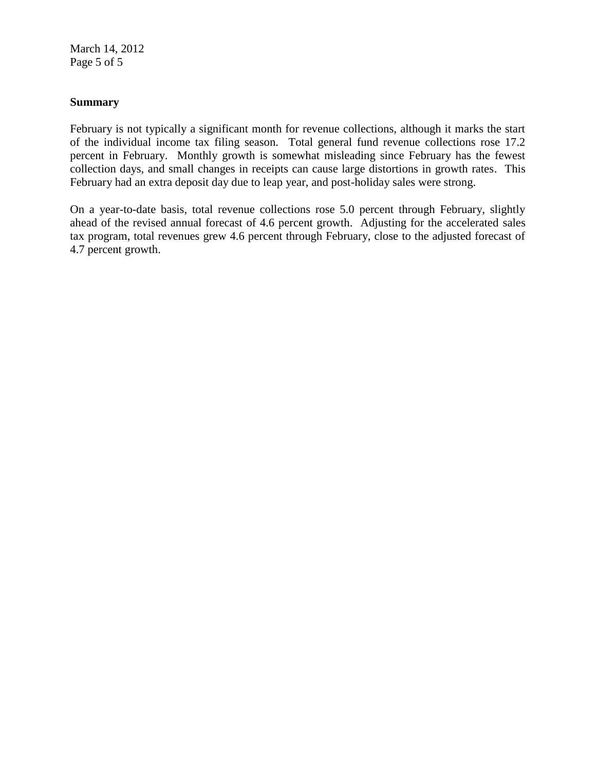**Summary**

February is not typically a significant month for revenue collections, although it marks the start of the individual income tax filing season. Total general fund revenue collections rose 17.2 percent in February. Monthly growth is somewhat misleading since February has the fewest collection days, and small changes in receipts can cause large distortions in growth rates. This February had an extra deposit day due to leap year, and post-holiday sales were strong.

On a year-to-date basis, total revenue collections rose 5.0 percent through February, slightly ahead of the revised annual forecast of 4.6 percent growth. Adjusting for the accelerated sales tax program, total revenues grew 4.6 percent through February, close to the adjusted forecast of 4.7 percent growth.